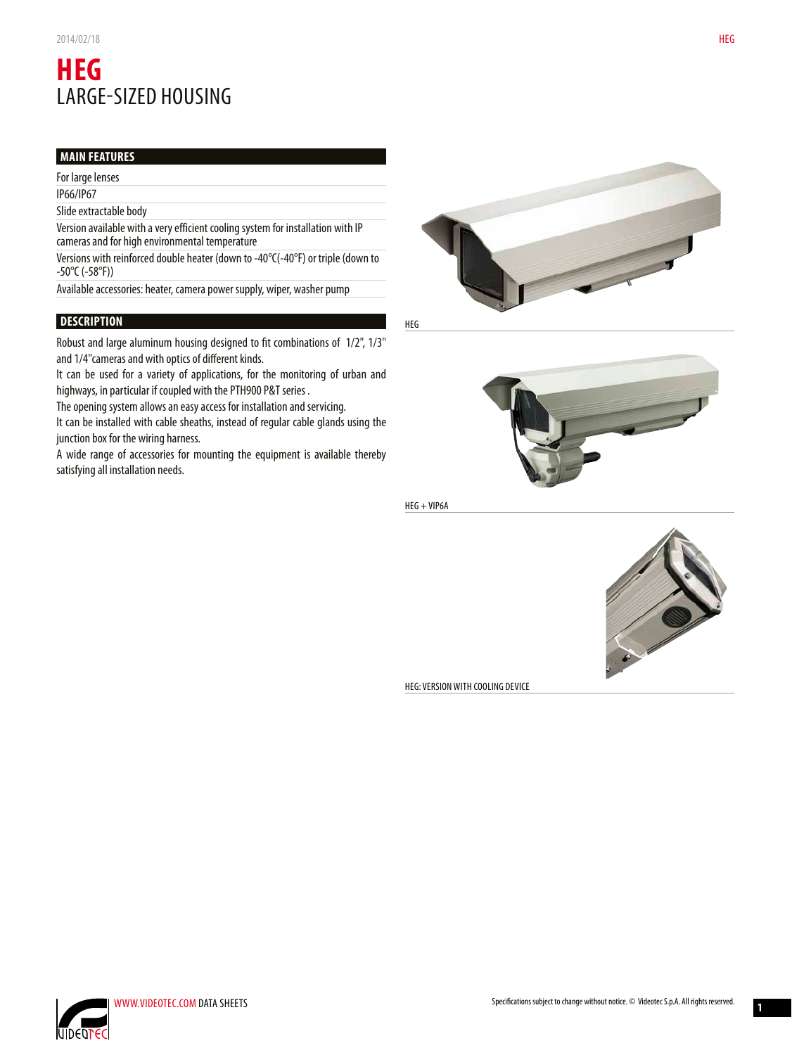# HEG
## LARGE-SIZED HOUSING

### MAIN FEATURES

- For large lenses
- IP66/IP67
- Slide extractable body
- Version available with a very efficient cooling system for installation with IP cameras and for high environmental temperature
- Versions with reinforced double heater (down to -40°C(-40°F) or triple (down to -50°C (-58°F))
- Available accessories: heater, camera power supply, wiper, washer pump

### DESCRIPTION

Robust and large aluminum housing designed to fit combinations of 1/2", 1/3" and 1/4"cameras and with optics of different kinds.
It can be used for a variety of applications, for the monitoring of urban and highways, in particular if coupled with the PTH900 P&T series .
The opening system allows an easy access for installation and servicing.
It can be installed with cable sheaths, instead of regular cable glands using the junction box for the wiring harness.
A wide range of accessories for mounting the equipment is available thereby satisfying all installation needs.

HEG

HEG + VIP6A

HEG: VERSION WITH COOLING DEVICE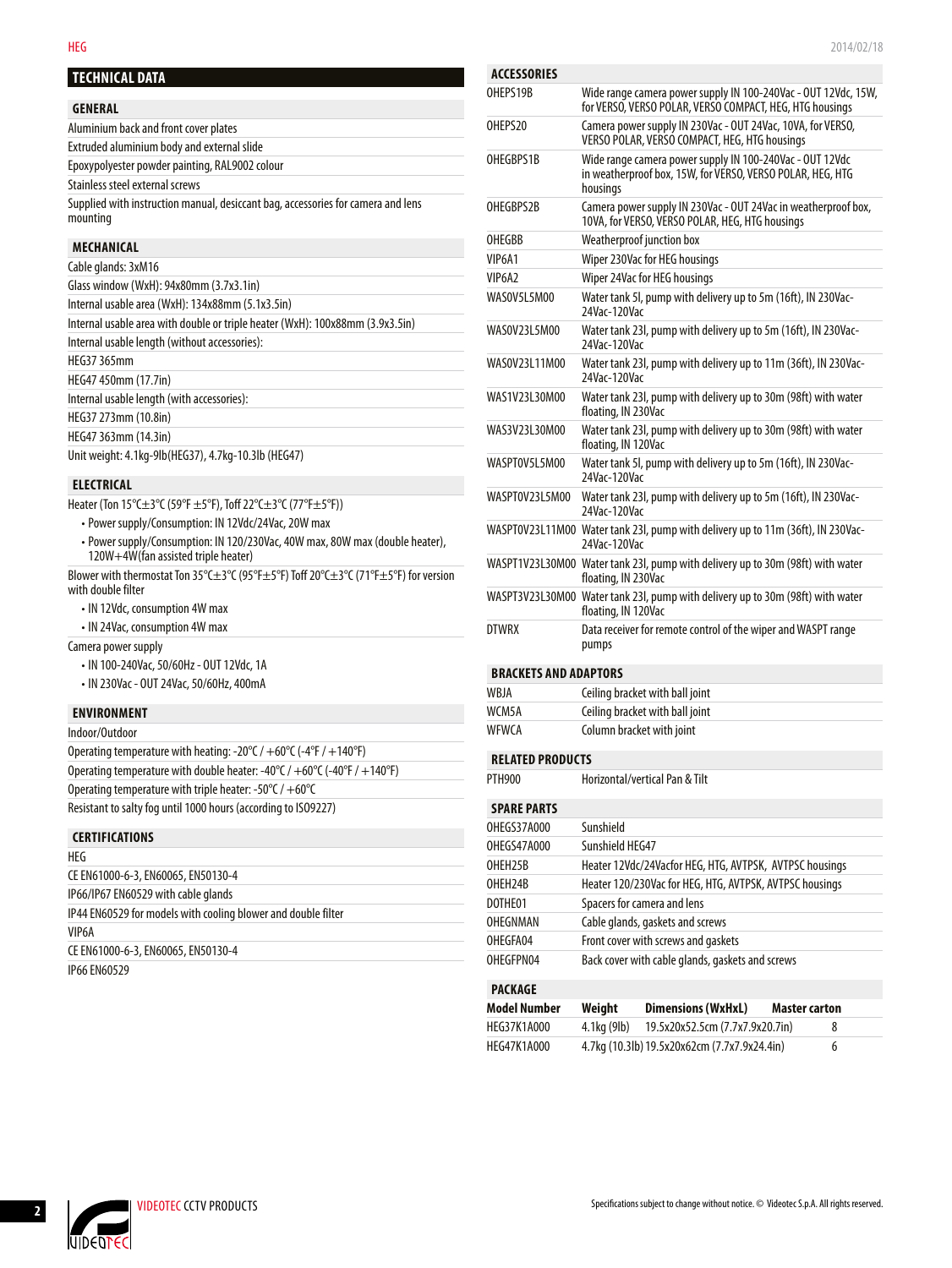## TECHNICAL DATA

### GENERAL

Aluminium back and front cover plates

Extruded aluminium body and external slide

Epoxypolyester powder painting, RAL9002 colour

Stainless steel external screws

Supplied with instruction manual, desiccant bag, accessories for camera and lens mounting

### MECHANICAL

Cable glands: 3xM16

Glass window (WxH): 94x80mm (3.7x3.1in)

Internal usable area (WxH): 134x88mm (5.1x3.5in)

Internal usable area with double or triple heater (WxH): 100x88mm (3.9x3.5in)

Internal usable length (without accessories):

HEG37 365mm

HEG47 450mm (17.7in)

Internal usable length (with accessories):

HEG37 273mm (10.8in)

HEG47 363mm (14.3in)

Unit weight: 4.1kg-9lb(HEG37), 4.7kg-10.3lb (HEG47)

### ELECTRICAL

Heater (Ton 15°C±3°C (59°F ±5°F), Toff 22°C±3°C (77°F±5°F))

- Power supply/Consumption: IN 12Vdc/24Vac, 20W max
- Power supply/Consumption: IN 120/230Vac, 40W max, 80W max (double heater), 120W+4W(fan assisted triple heater)

Blower with thermostat Ton 35°C±3°C (95°F±5°F) Toff 20°C±3°C (71°F±5°F) for version with double filter

- IN 12Vdc, consumption 4W max
- IN 24Vac, consumption 4W max

Camera power supply

- IN 100-240Vac, 50/60Hz - OUT 12Vdc, 1A
- IN 230Vac - OUT 24Vac, 50/60Hz, 400mA

### ENVIRONMENT

Indoor/Outdoor

Operating temperature with heating: -20°C / +60°C (-4°F / +140°F)

Operating temperature with double heater: -40°C / +60°C (-40°F / +140°F)

Operating temperature with triple heater: -50°C / +60°C

Resistant to salty fog until 1000 hours (according to ISO9227)

### CERTIFICATIONS

HEG

CE EN61000-6-3, EN60065, EN50130-4

IP66/IP67 EN60529 with cable glands

IP44 EN60529 for models with cooling blower and double filter

VIP6A

CE EN61000-6-3, EN60065, EN50130-4

IP66 EN60529

### ACCESSORIES

| | |
|---|---|
| OHEPS19B | Wide range camera power supply IN 100-240Vac - OUT 12Vdc, 15W, for VERSO, VERSO POLAR, VERSO COMPACT, HEG, HTG housings |
| OHEPS20 | Camera power supply IN 230Vac - OUT 24Vac, 10VA, for VERSO, VERSO POLAR, VERSO COMPACT, HEG, HTG housings |
| OHEGBPS1B | Wide range camera power supply IN 100-240Vac - OUT 12Vdc in weatherproof box, 15W, for VERSO, VERSO POLAR, HEG, HTG housings |
| OHEGBPS2B | Camera power supply IN 230Vac - OUT 24Vac in weatherproof box, 10VA, for VERSO, VERSO POLAR, HEG, HTG housings |
| OHEGBB | Weatherproof junction box |
| VIP6A1 | Wiper 230Vac for HEG housings |
| VIP6A2 | Wiper 24Vac for HEG housings |
| WASOV5L5M00 | Water tank 5l, pump with delivery up to 5m (16ft), IN 230Vac-24Vac-120Vac |
| WASOV23L5M00 | Water tank 23l, pump with delivery up to 5m (16ft), IN 230Vac-24Vac-120Vac |
| WASOV23L11M00 | Water tank 23l, pump with delivery up to 11m (36ft), IN 230Vac-24Vac-120Vac |
| WAS1V23L30M00 | Water tank 23l, pump with delivery up to 30m (98ft) with water floating, IN 230Vac |
| WAS3V23L30M00 | Water tank 23l, pump with delivery up to 30m (98ft) with water floating, IN 120Vac |
| WASPTOV5L5M00 | Water tank 5l, pump with delivery up to 5m (16ft), IN 230Vac-24Vac-120Vac |
| WASPTOV23L5M00 | Water tank 23l, pump with delivery up to 5m (16ft), IN 230Vac-24Vac-120Vac |
| WASPTOV23L11M00 | Water tank 23l, pump with delivery up to 11m (36ft), IN 230Vac-24Vac-120Vac |
| WASPT1V23L30M00 | Water tank 23l, pump with delivery up to 30m (98ft) with water floating, IN 230Vac |
| WASPT3V23L30M00 | Water tank 23l, pump with delivery up to 30m (98ft) with water floating, IN 120Vac |
| DTWRX | Data receiver for remote control of the wiper and WASPT range pumps |

### BRACKETS AND ADAPTORS

| | |
|---|---|
| WBJA | Ceiling bracket with ball joint |
| WCM5A | Ceiling bracket with ball joint |
| WFWCA | Column bracket with joint |

### RELATED PRODUCTS

| | |
|---|---|
| PTH900 | Horizontal/vertical Pan & Tilt |

### SPARE PARTS

| | |
|---|---|
| OHEGS37A000 | Sunshield |
| OHEGS47A000 | Sunshield HEG47 |
| OHEH25B | Heater 12Vdc/24Vacfor HEG, HTG, AVTPSK, AVTPSC housings |
| OHEH24B | Heater 120/230Vac for HEG, HTG, AVTPSK, AVTPSC housings |
| DOTHE01 | Spacers for camera and lens |
| OHEGNMAN | Cable glands, gaskets and screws |
| OHEGFA04 | Front cover with screws and gaskets |
| OHEGFPN04 | Back cover with cable glands, gaskets and screws |

### PACKAGE

| Model Number | Weight | Dimensions (WxHxL) | Master carton |
|---|---|---|---|
| HEG37K1A000 | 4.1kg (9lb) | 19.5x20x52.5cm (7.7x7.9x20.7in) | 8 |
| HEG47K1A000 | 4.7kg (10.3lb) | 19.5x20x62cm (7.7x7.9x24.4in) | 6 |

Specifications subject to change without notice. © Videotec S.p.A. All rights reserved.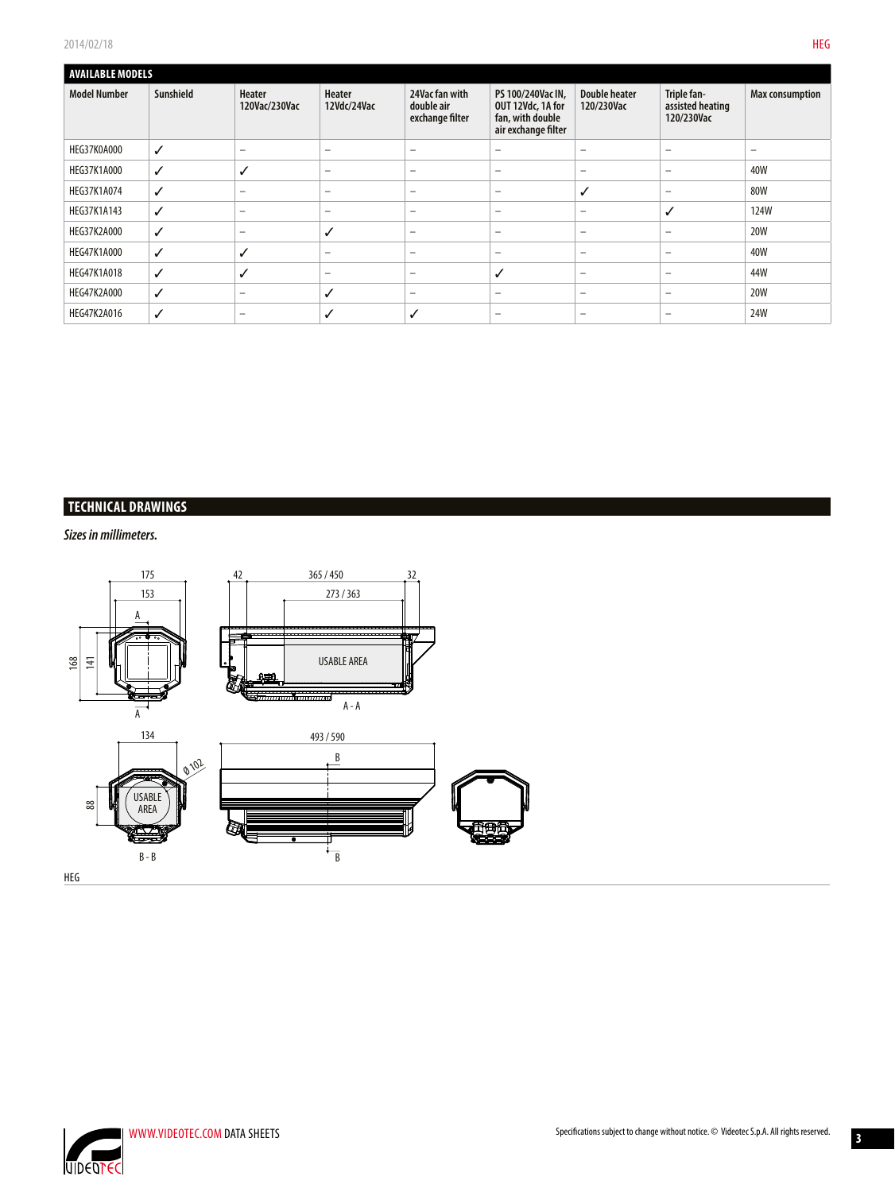## AVAILABLE MODELS

| Model Number | Sunshield | Heater 120Vac/230Vac | Heater 12Vdc/24Vac | 24Vac fan with double air exchange filter | PS 100/240Vac IN, OUT 12Vdc, 1A for fan, with double air exchange filter | Double heater 120/230Vac | Triple fan-assisted heating 120/230Vac | Max consumption |
|---|---|---|---|---|---|---|---|---|
| HEG37K0A000 | ✓ | – | – | – | – | – | – | – |
| HEG37K1A000 | ✓ | ✓ | – | – | – | – | – | 40W |
| HEG37K1A074 | ✓ | – | – | – | – | ✓ | – | 80W |
| HEG37K1A143 | ✓ | – | – | – | – | – | ✓ | 124W |
| HEG37K2A000 | ✓ | – | ✓ | – | – | – | – | 20W |
| HEG47K1A000 | ✓ | ✓ | – | – | – | – | – | 40W |
| HEG47K1A018 | ✓ | ✓ | – | – | ✓ | – | – | 44W |
| HEG47K2A000 | ✓ | – | ✓ | – | – | – | – | 20W |
| HEG47K2A016 | ✓ | – | ✓ | ✓ | – | – | – | 24W |

## TECHNICAL DRAWINGS

*Sizes in millimeters.*

HEG